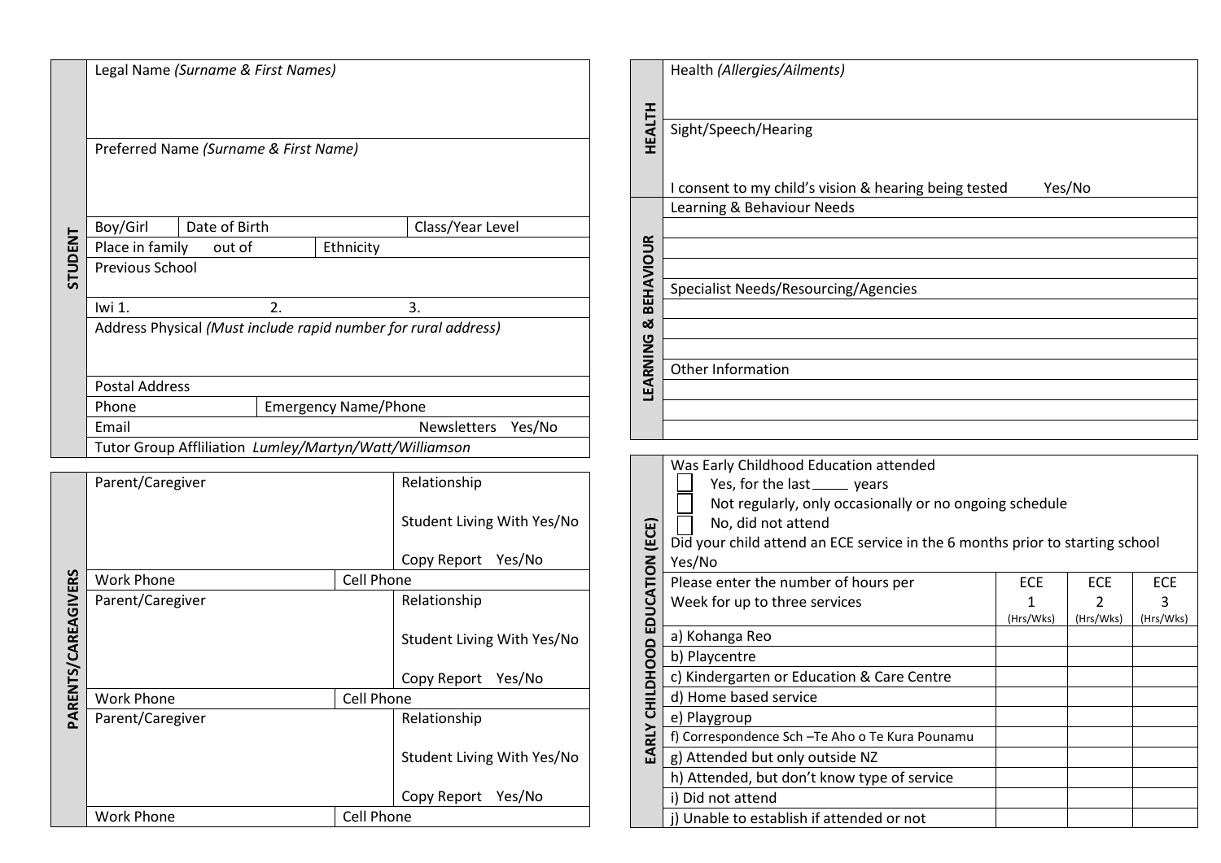## STUDENT

Legal Name *(Surname & First Names)*

Preferred Name *(Surname & First Name)*

| Boy/Girl | Date of Birth | Class/Year Level |
|---|---|---|
| Place in family out of | Ethnicity | |

Previous School

Iwi 1. 2. 3.

Address Physical *(Must include rapid number for rural address)*

Postal Address

| Phone | Emergency Name/Phone |
|---|---|

Email Newsletters Yes/No

Tutor Group Afflliation *Lumley/Martyn/Watt/Williamson*

## PARENTS/CAREAGIVERS

| Parent/Caregiver | Relationship<br>Student Living With Yes/No<br>Copy Report Yes/No |
|---|---|
| Work Phone | Cell Phone |
| Parent/Caregiver | Relationship<br>Student Living With Yes/No<br>Copy Report Yes/No |
| Work Phone | Cell Phone |
| Parent/Caregiver | Relationship<br>Student Living With Yes/No<br>Copy Report Yes/No |
| Work Phone | Cell Phone |

## HEALTH

Health *(Allergies/Ailments)*

Sight/Speech/Hearing

I consent to my child's vision & hearing being tested Yes/No

## LEARNING & BEHAVIOUR

Learning & Behaviour Needs

Specialist Needs/Resourcing/Agencies

Other Information

## EARLY CHILDHOOD EDUCATION (ECE)

Was Early Childhood Education attended

- ☐ Yes, for the last _____ years
- ☐ Not regularly, only occasionally or no ongoing schedule
- ☐ No, did not attend

Did your child attend an ECE service in the 6 months prior to starting school Yes/No

| Please enter the number of hours per Week for up to three services | ECE 1 (Hrs/Wks) | ECE 2 (Hrs/Wks) | ECE 3 (Hrs/Wks) |
|---|---|---|---|
| a) Kohanga Reo | | | |
| b) Playcentre | | | |
| c) Kindergarten or Education & Care Centre | | | |
| d) Home based service | | | |
| e) Playgroup | | | |
| f) Correspondence Sch –Te Aho o Te Kura Pounamu | | | |
| g) Attended but only outside NZ | | | |
| h) Attended, but don't know type of service | | | |
| i) Did not attend | | | |
| j) Unable to establish if attended or not | | | |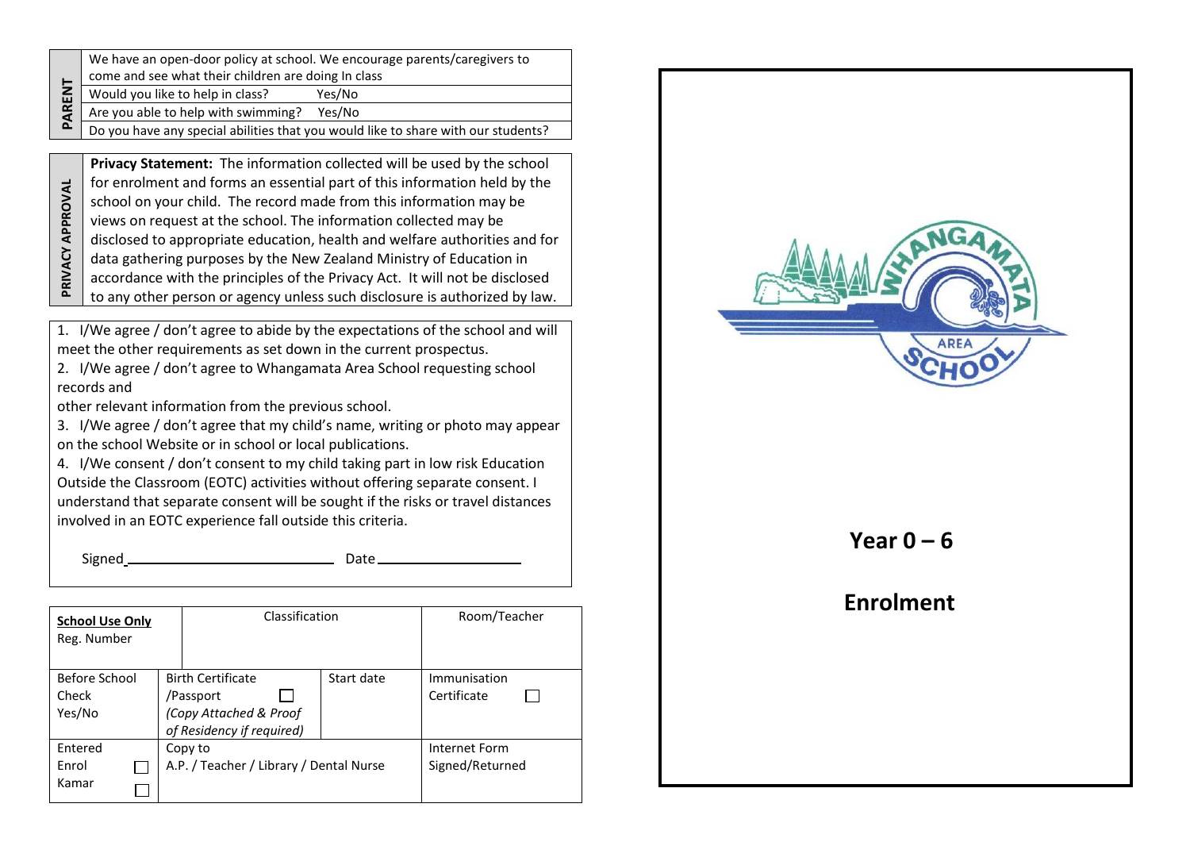| PARENT | |
|---|---|
| | We have an open-door policy at school. We encourage parents/caregivers to come and see what their children are doing In class |
| | Would you like to help in class? Yes/No |
| | Are you able to help with swimming? Yes/No |
| | Do you have any special abilities that you would like to share with our students? |

| PRIVACY APPROVAL | |
|---|---|
| | **Privacy Statement:** The information collected will be used by the school for enrolment and forms an essential part of this information held by the school on your child. The record made from this information may be views on request at the school. The information collected may be disclosed to appropriate education, health and welfare authorities and for data gathering purposes by the New Zealand Ministry of Education in accordance with the principles of the Privacy Act. It will not be disclosed to any other person or agency unless such disclosure is authorized by law. |

1. I/We agree / don't agree to abide by the expectations of the school and will meet the other requirements as set down in the current prospectus.
2. I/We agree / don't agree to Whangamata Area School requesting school records and other relevant information from the previous school.
3. I/We agree / don't agree that my child's name, writing or photo may appear on the school Website or in school or local publications.
4. I/We consent / don't consent to my child taking part in low risk Education Outside the Classroom (EOTC) activities without offering separate consent. I understand that separate consent will be sought if the risks or travel distances involved in an EOTC experience fall outside this criteria.

Signed ______________________ Date ________________

| **School Use Only** Reg. Number | Classification | | Room/Teacher |
|---|---|---|---|
| Before School Check Yes/No | Birth Certificate /Passport ☐ *(Copy Attached & Proof of Residency if required)* | Start date | Immunisation Certificate ☐ |
| Entered Enrol ☐ Kamar ☐ | Copy to A.P. / Teacher / Library / Dental Nurse | | Internet Form Signed/Returned |

WHANGAMATA AREA SCHOOL

# Year 0 – 6

# Enrolment